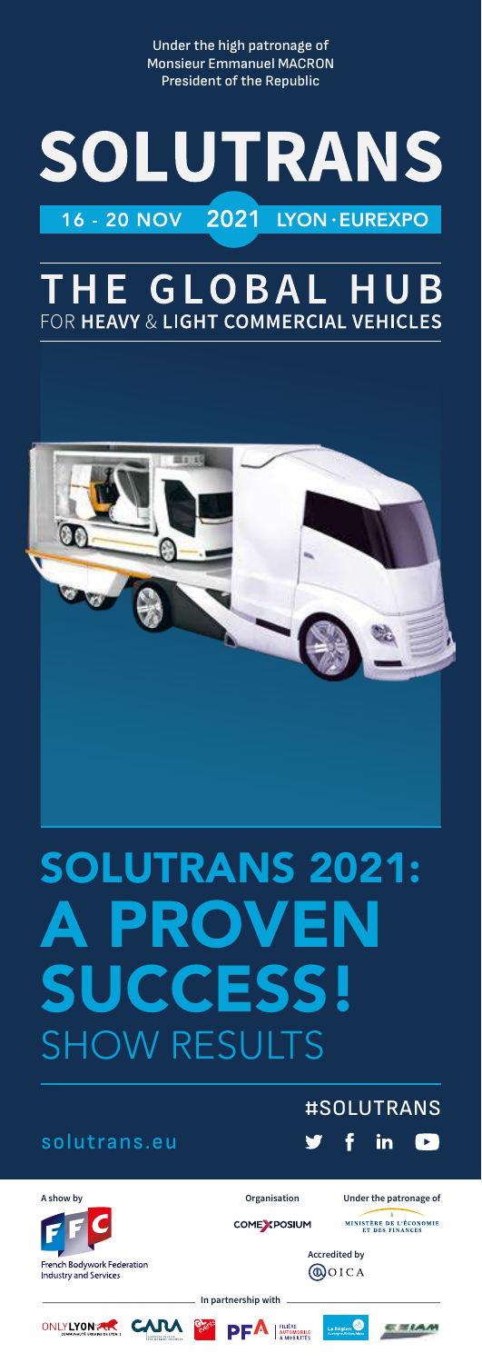Under the high patronage of
Monsieur Emmanuel MACRON
President of the Republic

# SOLUTRANS

16 - 20 NOV 2021 LYON · EUREXPO

## THE GLOBAL HUB
FOR **HEAVY** & **LIGHT COMMERCIAL VEHICLES**

# SOLUTRANS 2021: A PROVEN SUCCESS!
## SHOW RESULTS

#SOLUTRANS

solutrans.eu

A show by
FFC
French Bodywork Federation
Industry and Services

Organisation
COMEXPOSIUM

Under the patronage of
MINISTÈRE DE L'ÉCONOMIE ET DES FINANCES

Accredited by
OICA

In partnership with

ONLYLYON · CARA · PFA FILIÈRE AUTOMOBILE & MOBILITÉS · La Région Auvergne-Rhône-Alpes · CSIAM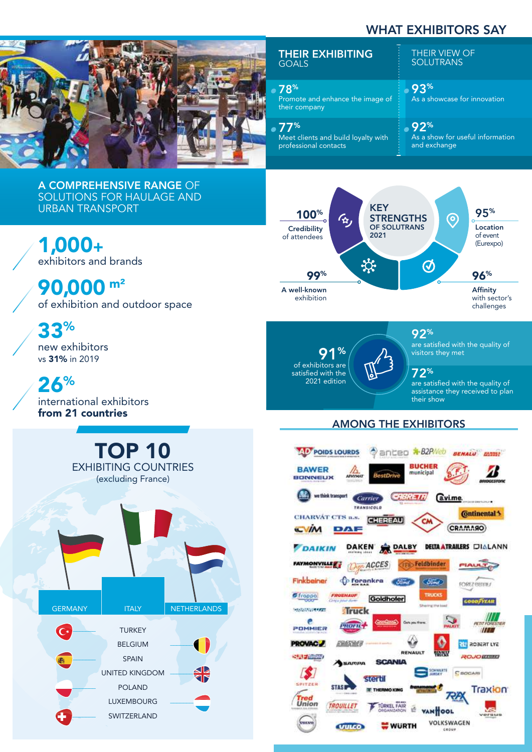## WHAT EXHIBITORS SAY

| THEIR EXHIBITING GOALS | THEIR VIEW OF SOLUTRANS |
|---|---|
| **78%** Promote and enhance the image of their company | **93%** As a showcase for innovation |
| **77%** Meet clients and build loyalty with professional contacts | **92%** As a show for useful information and exchange |

## A COMPREHENSIVE RANGE OF SOLUTIONS FOR HAULAGE AND URBAN TRANSPORT

**1,000+**
exhibitors and brands

**90,000 m²**
of exhibition and outdoor space

**33%**
new exhibitors
vs **31%** in 2019

**26%**
international exhibitors
**from 21 countries**

## KEY STRENGTHS OF SOLUTRANS 2021

- **100%** Credibility of attendees
- **99%** A well-known exhibition
- **95%** Location of event (Eurexpo)
- **96%** Affinity with sector's challenges

**91%** of exhibitors are satisfied with the 2021 edition

**92%** are satisfied with the quality of visitors they met

**72%** are satisfied with the quality of assistance they received to plan their show

## TOP 10 EXHIBITING COUNTRIES
(excluding France)

- GERMANY
- ITALY
- NETHERLANDS
- TURKEY
- BELGIUM
- SPAIN
- UNITED KINGDOM
- POLAND
- LUXEMBOURG
- SWITZERLAND

## AMONG THE EXHIBITORS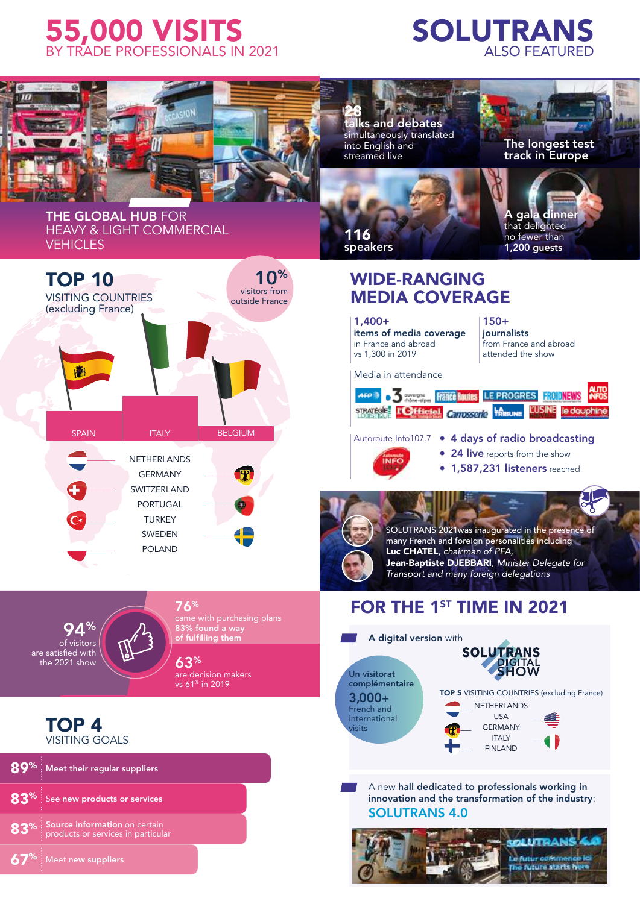# 55,000 VISITS
BY TRADE PROFESSIONALS IN 2021

# SOLUTRANS
ALSO FEATURED

**THE GLOBAL HUB** FOR
HEAVY & LIGHT COMMERCIAL
VEHICLES

**28** talks and debates simultaneously translated into English and streamed live

**The longest test track in Europe**

**116** speakers

**A gala dinner** that delighted no fewer than **1,200 guests**

## TOP 10
VISITING COUNTRIES
(excluding France)

**10%** visitors from outside France

SPAIN
ITALY
BELGIUM
NETHERLANDS
GERMANY
SWITZERLAND
PORTUGAL
TURKEY
SWEDEN
POLAND

## WIDE-RANGING MEDIA COVERAGE

**1,400+**
**items of media coverage**
in France and abroad
vs 1,300 in 2019

**150+**
**journalists**
from France and abroad
attended the show

Media in attendance

Autoroute Info107.7

- **4 days of radio broadcasting**
- **24 live** reports from the show
- **1,587,231 listeners** reached

SOLUTRANS 2021was inaugurated in the presence of many French and foreign personalities including **Luc CHATEL**, *chairman of PFA*, **Jean-Baptiste DJEBBARI**, *Minister Delegate for Transport and many foreign delegations*

**94%** of visitors are satisfied with the 2021 show

**76%** came with purchasing plans
**83% found a way of fulfilling them**

**63%** are decision makers
vs 61% in 2019

## TOP 4
VISITING GOALS

- **89%** Meet their regular suppliers
- **83%** See **new products or services**
- **83%** **Source information** on certain products or services in particular
- **67%** Meet **new suppliers**

## FOR THE 1ST TIME IN 2021

**A digital version** with SOLUTRANS DIGITAL SHOW

Un visitorat complémentaire
**3,000+**
French and international visits

**TOP 5** VISITING COUNTRIES (excluding France)
NETHERLANDS
USA
GERMANY
ITALY
FINLAND

A new **hall dedicated to professionals working in innovation and the transformation of the industry**:
**SOLUTRANS 4.0**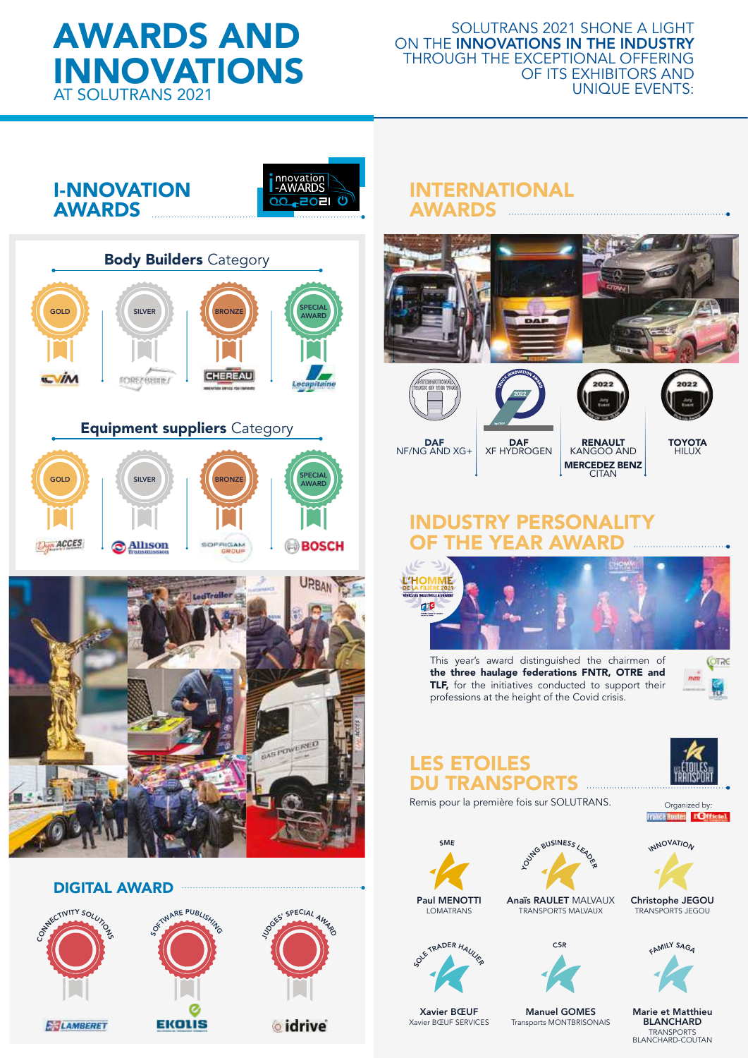# AWARDS AND INNOVATIONS

AT SOLUTRANS 2021

SOLUTRANS 2021 SHONE A LIGHT ON THE **INNOVATIONS IN THE INDUSTRY** THROUGH THE EXCEPTIONAL OFFERING OF ITS EXHIBITORS AND UNIQUE EVENTS:

## I-NNOVATION AWARDS

### Body Builders Category

- GOLD: CVIM
- SILVER: FOREZIENNE
- BRONZE: CHEREAU
- SPECIAL AWARD: Lecapitaine

### Equipment suppliers Category

- GOLD: Dyn'ACCES
- SILVER: Allison Transmission
- BRONZE: SOFRIGAM GROUP
- SPECIAL AWARD: BOSCH

## DIGITAL AWARD

- CONNECTIVITY SOLUTIONS: LAMBERET
- SOFTWARE PUBLISHING: EKOLIS
- JUDGES' SPECIAL AWARD: idrive

## INTERNATIONAL AWARDS

- **DAF** NF/NG AND XG+
- **DAF** XF HYDROGEN
- **RENAULT** KANGOO AND **MERCEDEZ BENZ** CITAN
- **TOYOTA** HILUX

## INDUSTRY PERSONALITY OF THE YEAR AWARD

This year's award distinguished the chairmen of **the three haulage federations FNTR, OTRE and TLF,** for the initiatives conducted to support their professions at the height of the Covid crisis.

## LES ETOILES DU TRANSPORTS

Remis pour la première fois sur SOLUTRANS.

Organized by: France Routes, l'Officiel des Transporteurs

- SME: **Paul MENOTTI** – LOMATRANS
- YOUNG BUSINESS LEADER: **Anaïs RAULET** MALVAUX – TRANSPORTS MALVAUX
- INNOVATION: **Christophe JEGOU** – TRANSPORTS JEGOU
- SOLE TRADER HAULIER: **Xavier BŒUF** – Xavier BŒUF SERVICES
- CSR: **Manuel GOMES** – Transports MONTBRISONAIS
- FAMILY SAGA: **Marie et Matthieu BLANCHARD** – TRANSPORTS BLANCHARD-COUTAN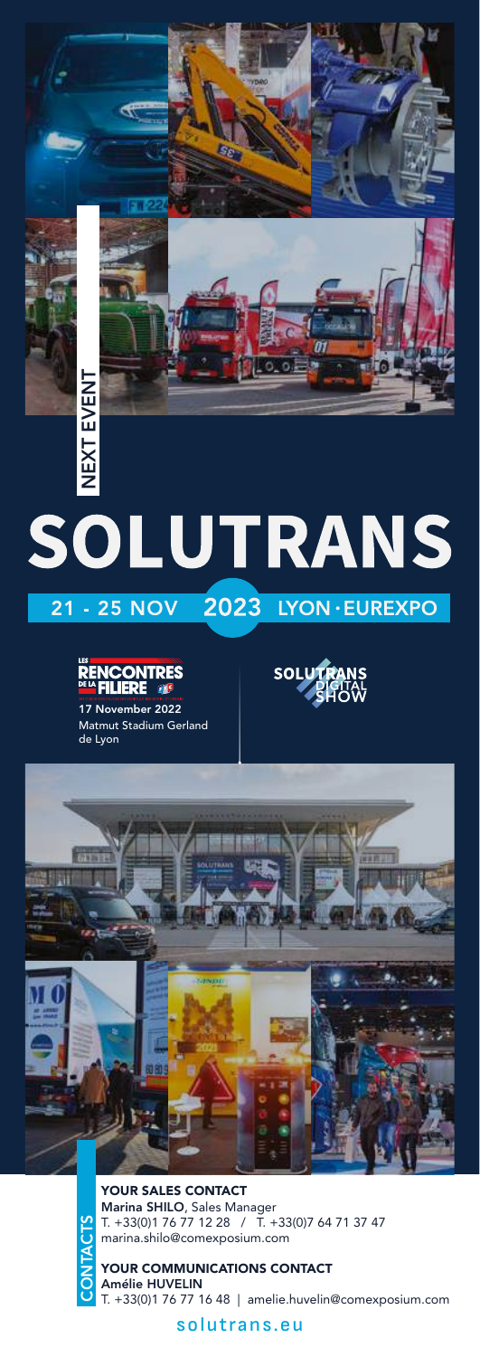NEXT EVENT

# SOLUTRANS

## 21 - 25 NOV 2023 LYON · EUREXPO

LES RENCONTRES DE LA FILIERE

17 November 2022
Matmut Stadium Gerland de Lyon

SOLUTRANS DIGITAL SHOW

CONTACTS

**YOUR SALES CONTACT**
**Marina SHILO**, Sales Manager
T. +33(0)1 76 77 12 28 / T. +33(0)7 64 71 37 47
marina.shilo@comexposium.com

**YOUR COMMUNICATIONS CONTACT**
**Amélie HUVELIN**
T. +33(0)1 76 77 16 48 | amelie.huvelin@comexposium.com

solutrans.eu